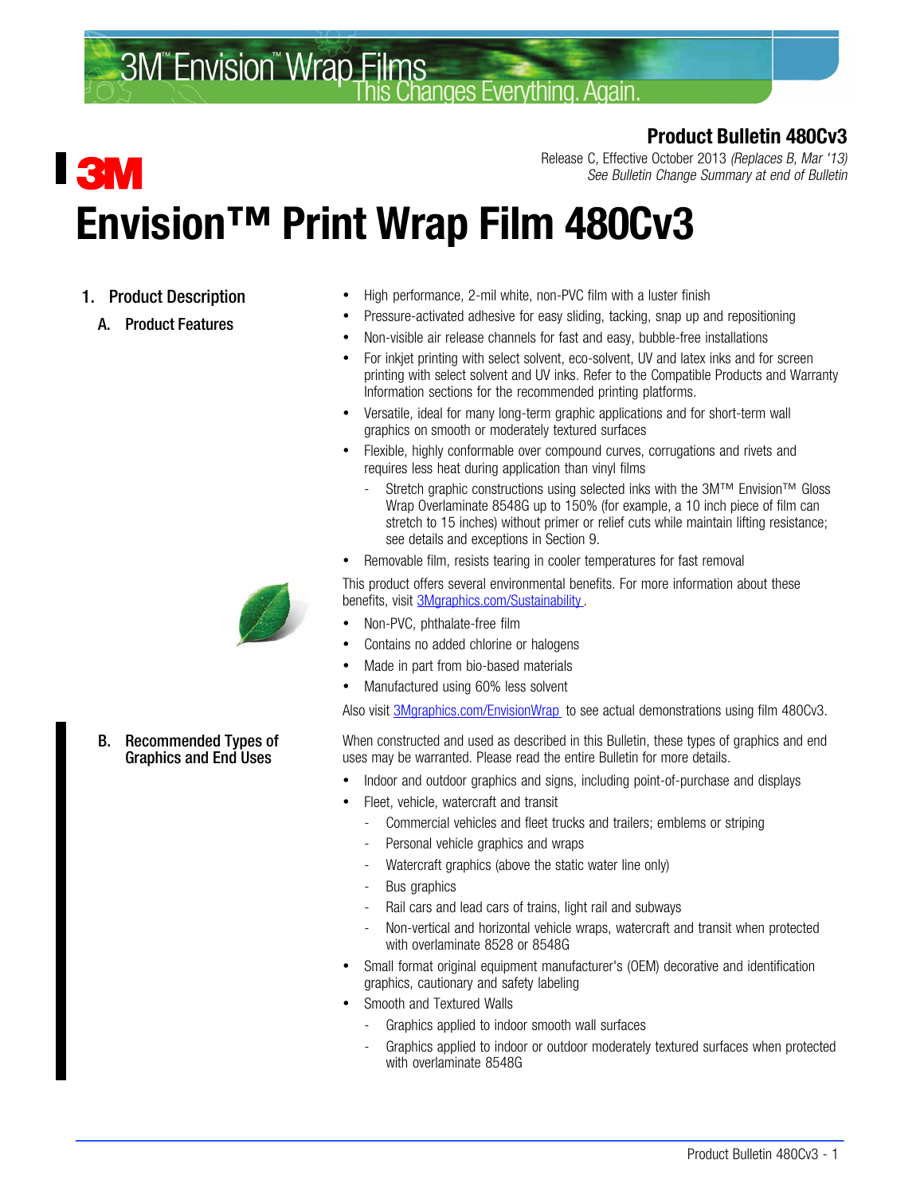# 3M™ Envision™ Wrap Films

This Changes Everything. Again.

**Product Bulletin 480Cv3**

Release C, Effective October 2013 *(Replaces B, Mar '13)*
*See Bulletin Change Summary at end of Bulletin*

# Envision™ Print Wrap Film 480Cv3

## 1. Product Description

### A. Product Features

- High performance, 2-mil white, non-PVC film with a luster finish
- Pressure-activated adhesive for easy sliding, tacking, snap up and repositioning
- Non-visible air release channels for fast and easy, bubble-free installations
- For inkjet printing with select solvent, eco-solvent, UV and latex inks and for screen printing with select solvent and UV inks. Refer to the Compatible Products and Warranty Information sections for the recommended printing platforms.
- Versatile, ideal for many long-term graphic applications and for short-term wall graphics on smooth or moderately textured surfaces
- Flexible, highly conformable over compound curves, corrugations and rivets and requires less heat during application than vinyl films
  - Stretch graphic constructions using selected inks with the 3M™ Envision™ Gloss Wrap Overlaminate 8548G up to 150% (for example, a 10 inch piece of film can stretch to 15 inches) without primer or relief cuts while maintain lifting resistance; see details and exceptions in Section 9.
- Removable film, resists tearing in cooler temperatures for fast removal

This product offers several environmental benefits. For more information about these benefits, visit 3Mgraphics.com/Sustainability.

- Non-PVC, phthalate-free film
- Contains no added chlorine or halogens
- Made in part from bio-based materials
- Manufactured using 60% less solvent

Also visit 3Mgraphics.com/EnvisionWrap to see actual demonstrations using film 480Cv3.

### B. Recommended Types of Graphics and End Uses

When constructed and used as described in this Bulletin, these types of graphics and end uses may be warranted. Please read the entire Bulletin for more details.

- Indoor and outdoor graphics and signs, including point-of-purchase and displays
- Fleet, vehicle, watercraft and transit
  - Commercial vehicles and fleet trucks and trailers; emblems or striping
  - Personal vehicle graphics and wraps
  - Watercraft graphics (above the static water line only)
  - Bus graphics
  - Rail cars and lead cars of trains, light rail and subways
  - Non-vertical and horizontal vehicle wraps, watercraft and transit when protected with overlaminate 8528 or 8548G
- Small format original equipment manufacturer's (OEM) decorative and identification graphics, cautionary and safety labeling
- Smooth and Textured Walls
  - Graphics applied to indoor smooth wall surfaces
  - Graphics applied to indoor or outdoor moderately textured surfaces when protected with overlaminate 8548G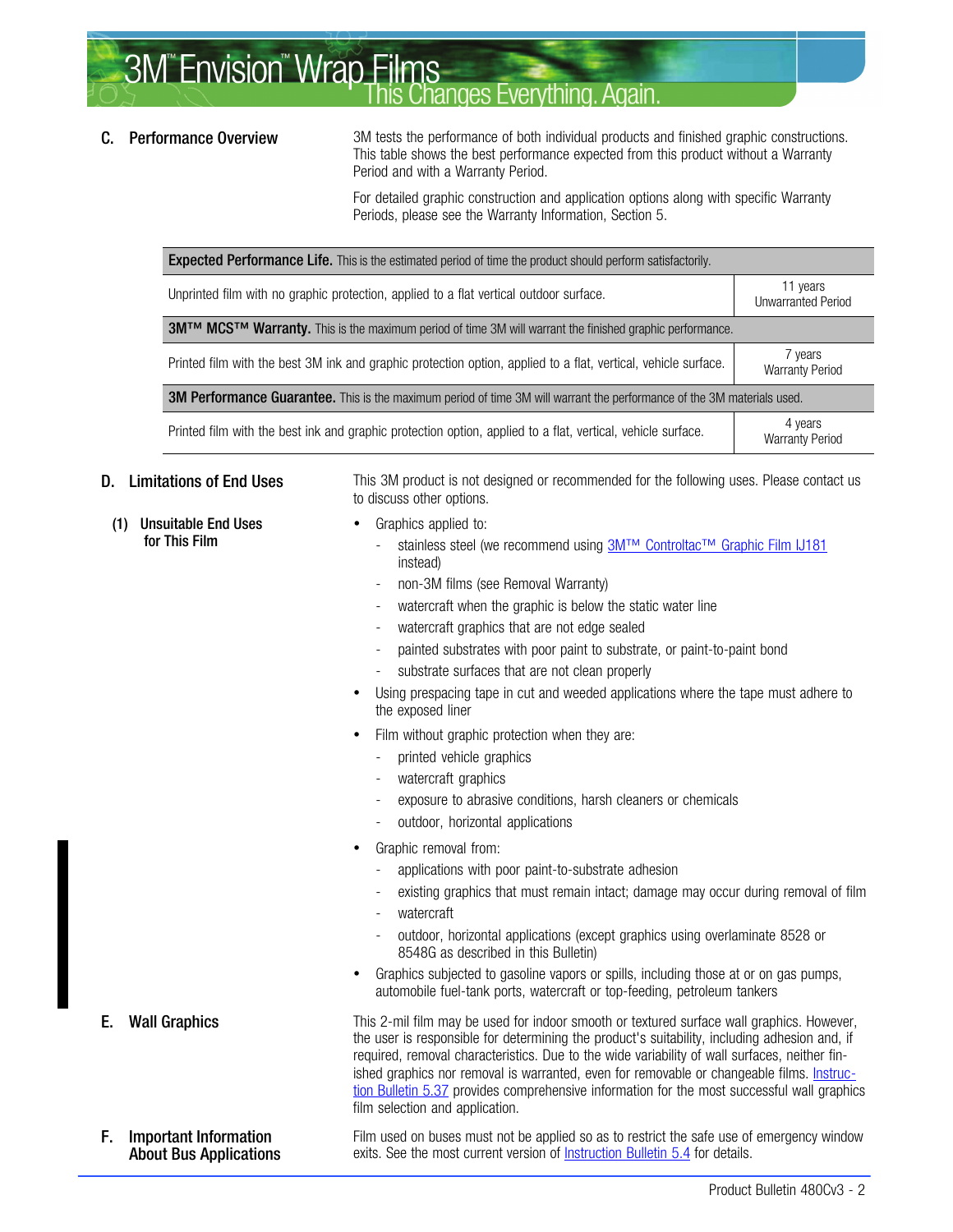## C. Performance Overview

3M tests the performance of both individual products and finished graphic constructions. This table shows the best performance expected from this product without a Warranty Period and with a Warranty Period.

For detailed graphic construction and application options along with specific Warranty Periods, please see the Warranty Information, Section 5.

| **Expected Performance Life.** This is the estimated period of time the product should perform satisfactorily. | |
|---|---|
| Unprinted film with no graphic protection, applied to a flat vertical outdoor surface. | 11 years Unwarranted Period |
| **3M™ MCS™ Warranty.** This is the maximum period of time 3M will warrant the finished graphic performance. | |
| Printed film with the best 3M ink and graphic protection option, applied to a flat, vertical, vehicle surface. | 7 years Warranty Period |
| **3M Performance Guarantee.** This is the maximum period of time 3M will warrant the performance of the 3M materials used. | |
| Printed film with the best ink and graphic protection option, applied to a flat, vertical, vehicle surface. | 4 years Warranty Period |

## D. Limitations of End Uses

This 3M product is not designed or recommended for the following uses. Please contact us to discuss other options.

### (1) Unsuitable End Uses for This Film

- Graphics applied to:
  - stainless steel (we recommend using 3M™ Controltac™ Graphic Film IJ181 instead)
  - non-3M films (see Removal Warranty)
  - watercraft when the graphic is below the static water line
  - watercraft graphics that are not edge sealed
  - painted substrates with poor paint to substrate, or paint-to-paint bond
  - substrate surfaces that are not clean properly
- Using prespacing tape in cut and weeded applications where the tape must adhere to the exposed liner
- Film without graphic protection when they are:
  - printed vehicle graphics
  - watercraft graphics
  - exposure to abrasive conditions, harsh cleaners or chemicals
  - outdoor, horizontal applications
- Graphic removal from:
  - applications with poor paint-to-substrate adhesion
  - existing graphics that must remain intact; damage may occur during removal of film
  - watercraft
  - outdoor, horizontal applications (except graphics using overlaminate 8528 or 8548G as described in this Bulletin)
- Graphics subjected to gasoline vapors or spills, including those at or on gas pumps, automobile fuel-tank ports, watercraft or top-feeding, petroleum tankers

## E. Wall Graphics

This 2-mil film may be used for indoor smooth or textured surface wall graphics. However, the user is responsible for determining the product's suitability, including adhesion and, if required, removal characteristics. Due to the wide variability of wall surfaces, neither finished graphics nor removal is warranted, even for removable or changeable films. Instruction Bulletin 5.37 provides comprehensive information for the most successful wall graphics film selection and application.

## F. Important Information About Bus Applications

Film used on buses must not be applied so as to restrict the safe use of emergency window exits. See the most current version of Instruction Bulletin 5.4 for details.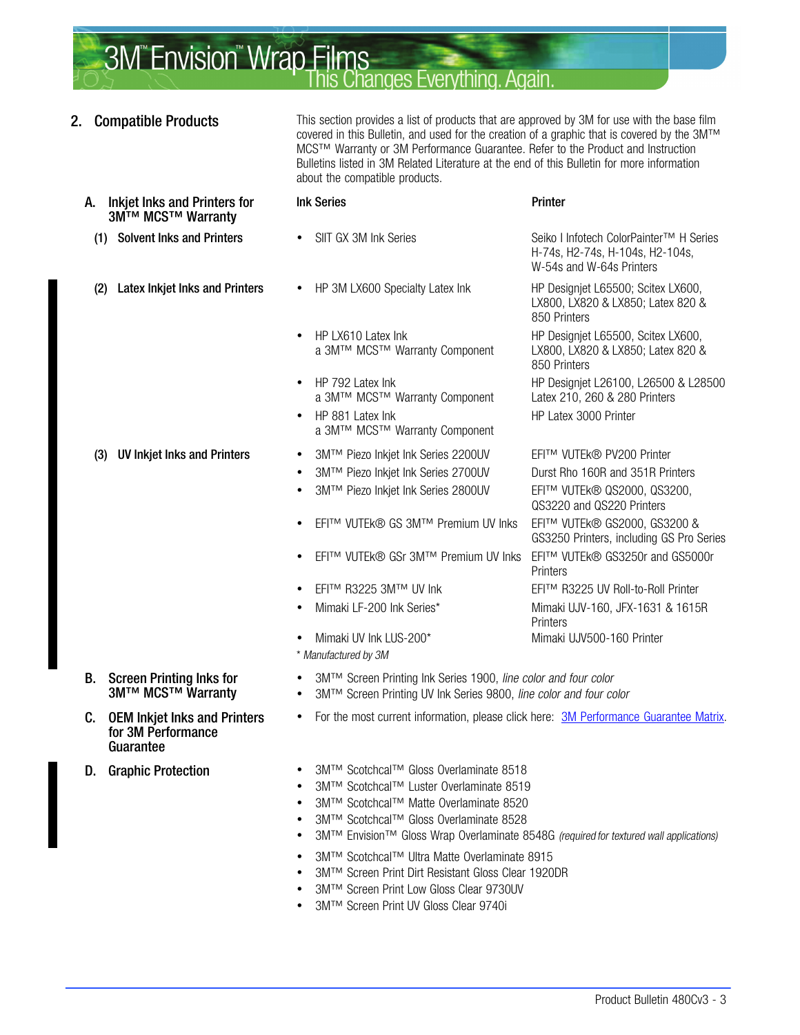## 2. Compatible Products

This section provides a list of products that are approved by 3M for use with the base film covered in this Bulletin, and used for the creation of a graphic that is covered by the 3M™ MCS™ Warranty or 3M Performance Guarantee. Refer to the Product and Instruction Bulletins listed in 3M Related Literature at the end of this Bulletin for more information about the compatible products.

### A. Inkjet Inks and Printers for 3M™ MCS™ Warranty

| | Ink Series | Printer |
|---|---|---|
| (1) Solvent Inks and Printers | • SIIT GX 3M Ink Series | Seiko I Infotech ColorPainter™ H Series H-74s, H2-74s, H-104s, H2-104s, W-54s and W-64s Printers |
| (2) Latex Inkjet Inks and Printers | • HP 3M LX600 Specialty Latex Ink | HP Designjet L65500; Scitex LX600, LX800, LX820 & LX850; Latex 820 & 850 Printers |
| | • HP LX610 Latex Ink a 3M™ MCS™ Warranty Component | HP Designjet L65500, Scitex LX600, LX800, LX820 & LX850; Latex 820 & 850 Printers |
| | • HP 792 Latex Ink a 3M™ MCS™ Warranty Component | HP Designjet L26100, L26500 & L28500 Latex 210, 260 & 280 Printers |
| | • HP 881 Latex Ink a 3M™ MCS™ Warranty Component | HP Latex 3000 Printer |
| (3) UV Inkjet Inks and Printers | • 3M™ Piezo Inkjet Ink Series 2200UV | EFI™ VUTEk® PV200 Printer |
| | • 3M™ Piezo Inkjet Ink Series 2700UV | Durst Rho 160R and 351R Printers |
| | • 3M™ Piezo Inkjet Ink Series 2800UV | EFI™ VUTEk® QS2000, QS3200, QS3220 and QS220 Printers |
| | • EFI™ VUTEk® GS 3M™ Premium UV Inks | EFI™ VUTEk® GS2000, GS3200 & GS3250 Printers, including GS Pro Series |
| | • EFI™ VUTEk® GSr 3M™ Premium UV Inks | EFI™ VUTEk® GS3250r and GS5000r Printers |
| | • EFI™ R3225 3M™ UV Ink | EFI™ R3225 UV Roll-to-Roll Printer |
| | • Mimaki LF-200 Ink Series* | Mimaki UJV-160, JFX-1631 & 1615R Printers |
| | • Mimaki UV Ink LUS-200* | Mimaki UJV500-160 Printer |

*\* Manufactured by 3M*

### B. Screen Printing Inks for 3M™ MCS™ Warranty

- 3M™ Screen Printing Ink Series 1900, *line color and four color*
- 3M™ Screen Printing UV Ink Series 9800, *line color and four color*

### C. OEM Inkjet Inks and Printers for 3M Performance Guarantee

- For the most current information, please click here: 3M Performance Guarantee Matrix.

### D. Graphic Protection

- 3M™ Scotchcal™ Gloss Overlaminate 8518
- 3M™ Scotchcal™ Luster Overlaminate 8519
- 3M™ Scotchcal™ Matte Overlaminate 8520
- 3M™ Scotchcal™ Gloss Overlaminate 8528
- 3M™ Envision™ Gloss Wrap Overlaminate 8548G *(required for textured wall applications)*
- 3M™ Scotchcal™ Ultra Matte Overlaminate 8915
- 3M™ Screen Print Dirt Resistant Gloss Clear 1920DR
- 3M™ Screen Print Low Gloss Clear 9730UV
- 3M™ Screen Print UV Gloss Clear 9740i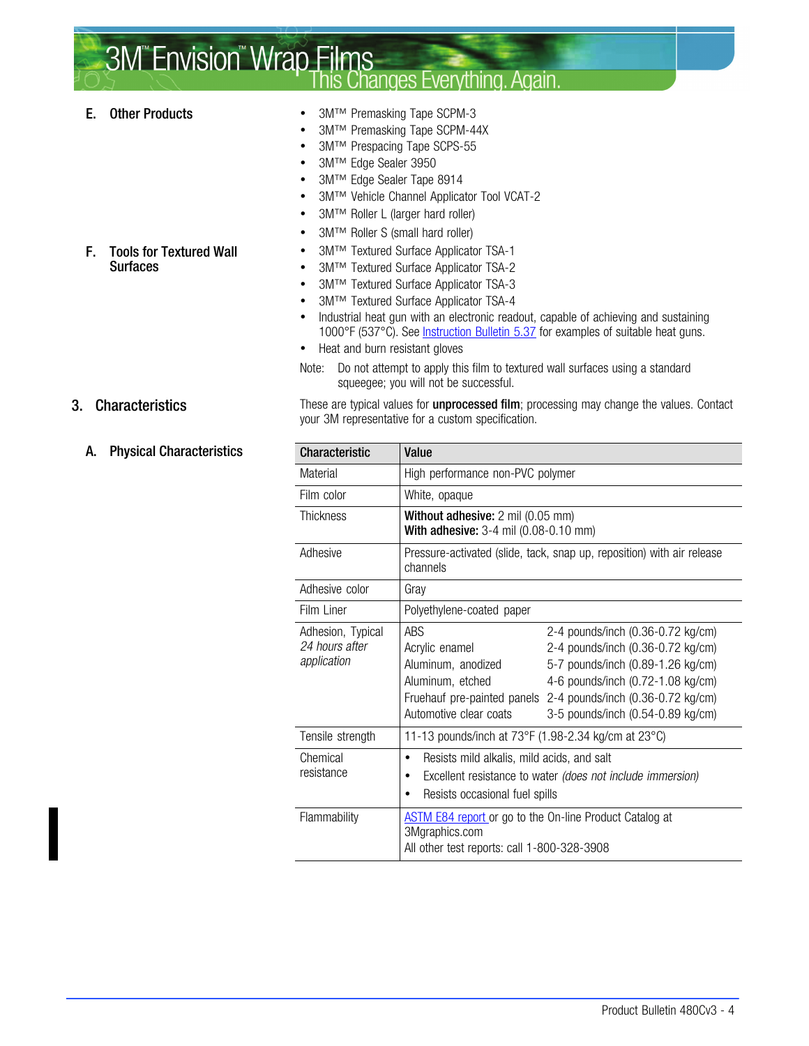### E. Other Products

- 3M™ Premasking Tape SCPM-3
- 3M™ Premasking Tape SCPM-44X
- 3M™ Prespacing Tape SCPS-55
- 3M™ Edge Sealer 3950
- 3M™ Edge Sealer Tape 8914
- 3M™ Vehicle Channel Applicator Tool VCAT-2
- 3M™ Roller L (larger hard roller)
- 3M™ Roller S (small hard roller)

### F. Tools for Textured Wall Surfaces

- 3M™ Textured Surface Applicator TSA-1
- 3M™ Textured Surface Applicator TSA-2
- 3M™ Textured Surface Applicator TSA-3
- 3M™ Textured Surface Applicator TSA-4
- Industrial heat gun with an electronic readout, capable of achieving and sustaining 1000°F (537°C). See Instruction Bulletin 5.37 for examples of suitable heat guns.
- Heat and burn resistant gloves

Note: Do not attempt to apply this film to textured wall surfaces using a standard squeegee; you will not be successful.

## 3. Characteristics

These are typical values for **unprocessed film**; processing may change the values. Contact your 3M representative for a custom specification.

### A. Physical Characteristics

| Characteristic | Value |
|---|---|
| Material | High performance non-PVC polymer |
| Film color | White, opaque |
| Thickness | **Without adhesive:** 2 mil (0.05 mm)<br>**With adhesive:** 3-4 mil (0.08-0.10 mm) |
| Adhesive | Pressure-activated (slide, tack, snap up, reposition) with air release channels |
| Adhesive color | Gray |
| Film Liner | Polyethylene-coated paper |
| Adhesion, Typical *24 hours after application* | ABS: 2-4 pounds/inch (0.36-0.72 kg/cm)<br>Acrylic enamel: 2-4 pounds/inch (0.36-0.72 kg/cm)<br>Aluminum, anodized: 5-7 pounds/inch (0.89-1.26 kg/cm)<br>Aluminum, etched: 4-6 pounds/inch (0.72-1.08 kg/cm)<br>Fruehauf pre-painted panels: 2-4 pounds/inch (0.36-0.72 kg/cm)<br>Automotive clear coats: 3-5 pounds/inch (0.54-0.89 kg/cm) |
| Tensile strength | 11-13 pounds/inch at 73°F (1.98-2.34 kg/cm at 23°C) |
| Chemical resistance | • Resists mild alkalis, mild acids, and salt<br>• Excellent resistance to water *(does not include immersion)*<br>• Resists occasional fuel spills |
| Flammability | ASTM E84 report or go to the On-line Product Catalog at 3Mgraphics.com<br>All other test reports: call 1-800-328-3908 |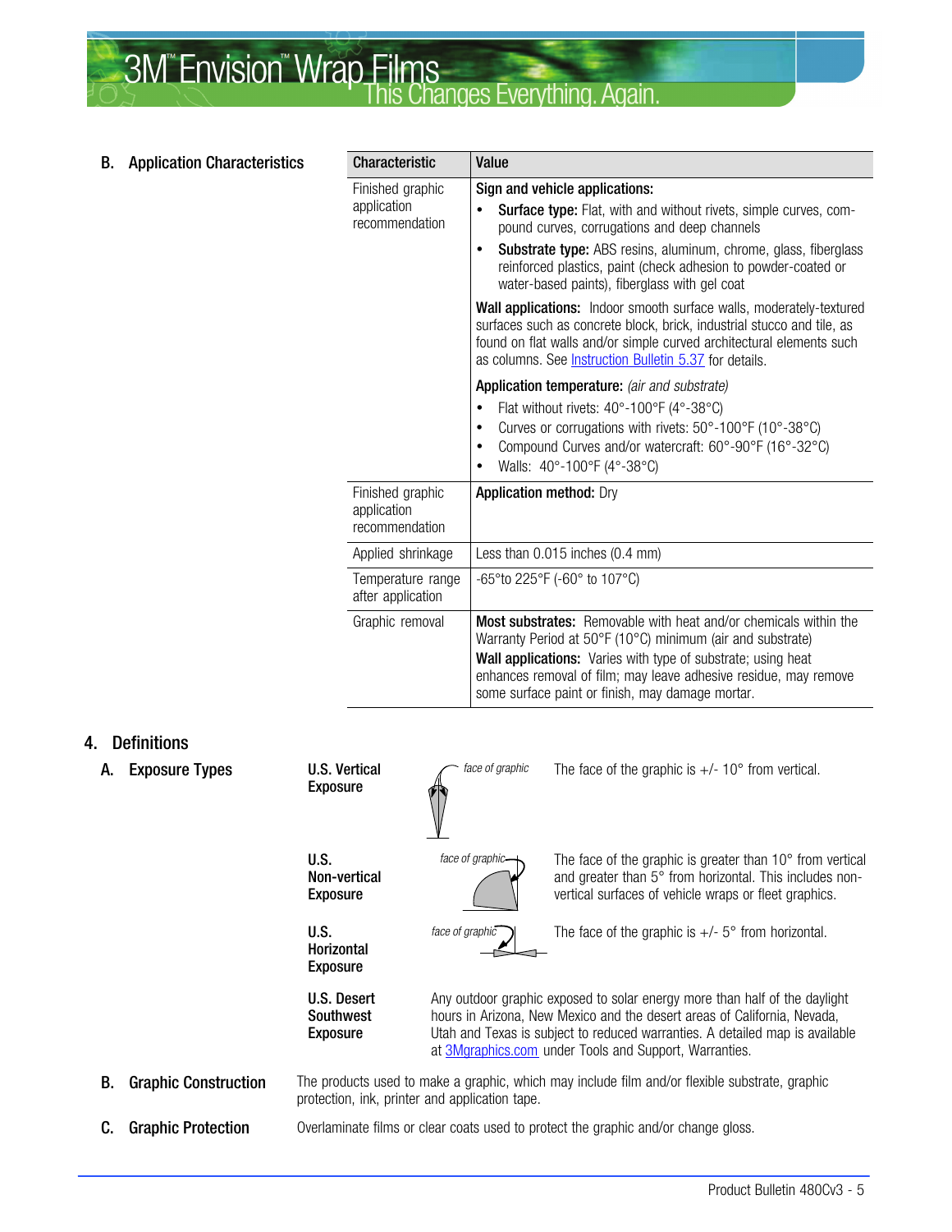### B. Application Characteristics

| Characteristic | Value |
|---|---|
| Finished graphic application recommendation | **Sign and vehicle applications:**<br>• **Surface type:** Flat, with and without rivets, simple curves, compound curves, corrugations and deep channels<br>• **Substrate type:** ABS resins, aluminum, chrome, glass, fiberglass reinforced plastics, paint (check adhesion to powder-coated or water-based paints), fiberglass with gel coat<br>**Wall applications:** Indoor smooth surface walls, moderately-textured surfaces such as concrete block, brick, industrial stucco and tile, as found on flat walls and/or simple curved architectural elements such as columns. See Instruction Bulletin 5.37 for details.<br>**Application temperature:** *(air and substrate)*<br>• Flat without rivets: 40°-100°F (4°-38°C)<br>• Curves or corrugations with rivets: 50°-100°F (10°-38°C)<br>• Compound Curves and/or watercraft: 60°-90°F (16°-32°C)<br>• Walls: 40°-100°F (4°-38°C) |
| Finished graphic application recommendation | **Application method:** Dry |
| Applied shrinkage | Less than 0.015 inches (0.4 mm) |
| Temperature range after application | -65°to 225°F (-60° to 107°C) |
| Graphic removal | **Most substrates:** Removable with heat and/or chemicals within the Warranty Period at 50°F (10°C) minimum (air and substrate)<br>**Wall applications:** Varies with type of substrate; using heat enhances removal of film; may leave adhesive residue, may remove some surface paint or finish, may damage mortar. |

## 4. Definitions

### A. Exposure Types

**U.S. Vertical Exposure**

*face of graphic*

The face of the graphic is +/- 10° from vertical.

**U.S. Non-vertical Exposure**

*face of graphic*

The face of the graphic is greater than 10° from vertical and greater than 5° from horizontal. This includes non-vertical surfaces of vehicle wraps or fleet graphics.

**U.S. Horizontal Exposure**

*face of graphic*

The face of the graphic is +/- 5° from horizontal.

**U.S. Desert Southwest Exposure**

Any outdoor graphic exposed to solar energy more than half of the daylight hours in Arizona, New Mexico and the desert areas of California, Nevada, Utah and Texas is subject to reduced warranties. A detailed map is available at 3Mgraphics.com under Tools and Support, Warranties.

### B. Graphic Construction

The products used to make a graphic, which may include film and/or flexible substrate, graphic protection, ink, printer and application tape.

### C. Graphic Protection

Overlaminate films or clear coats used to protect the graphic and/or change gloss.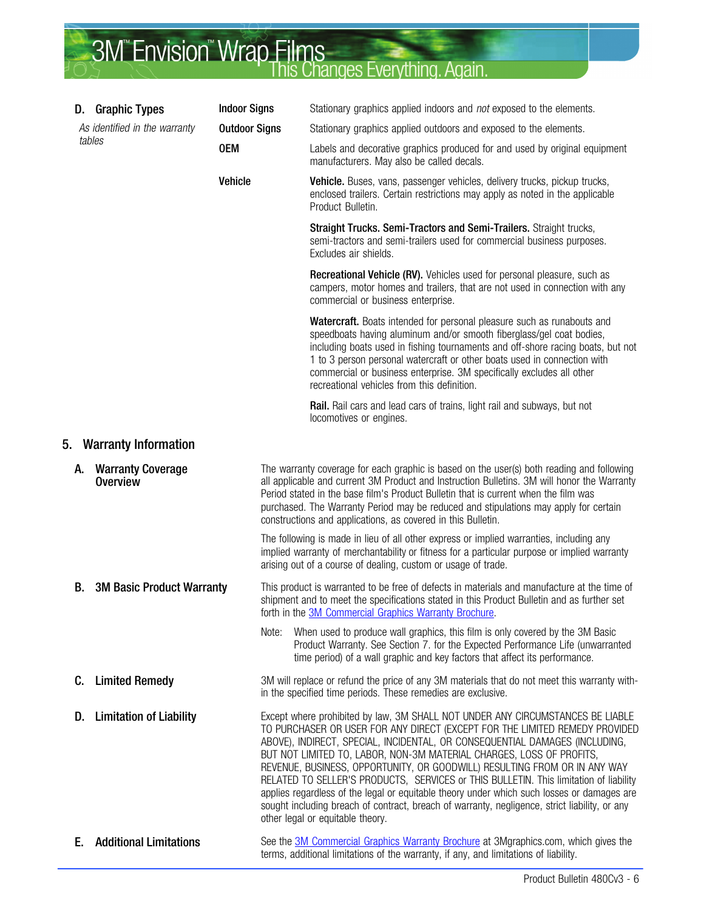### D. Graphic Types

*As identified in the warranty tables*

| | |
|---|---|
| **Indoor Signs** | Stationary graphics applied indoors and *not* exposed to the elements. |
| **Outdoor Signs** | Stationary graphics applied outdoors and exposed to the elements. |
| **OEM** | Labels and decorative graphics produced for and used by original equipment manufacturers. May also be called decals. |
| **Vehicle** | **Vehicle.** Buses, vans, passenger vehicles, delivery trucks, pickup trucks, enclosed trailers. Certain restrictions may apply as noted in the applicable Product Bulletin. |
| | **Straight Trucks. Semi-Tractors and Semi-Trailers.** Straight trucks, semi-tractors and semi-trailers used for commercial business purposes. Excludes air shields. |
| | **Recreational Vehicle (RV).** Vehicles used for personal pleasure, such as campers, motor homes and trailers, that are not used in connection with any commercial or business enterprise. |
| | **Watercraft.** Boats intended for personal pleasure such as runabouts and speedboats having aluminum and/or smooth fiberglass/gel coat bodies, including boats used in fishing tournaments and off-shore racing boats, but not 1 to 3 person personal watercraft or other boats used in connection with commercial or business enterprise. 3M specifically excludes all other recreational vehicles from this definition. |
| | **Rail.** Rail cars and lead cars of trains, light rail and subways, but not locomotives or engines. |

## 5. Warranty Information

### A. Warranty Coverage Overview

The warranty coverage for each graphic is based on the user(s) both reading and following all applicable and current 3M Product and Instruction Bulletins. 3M will honor the Warranty Period stated in the base film's Product Bulletin that is current when the film was purchased. The Warranty Period may be reduced and stipulations may apply for certain constructions and applications, as covered in this Bulletin.

The following is made in lieu of all other express or implied warranties, including any implied warranty of merchantability or fitness for a particular purpose or implied warranty arising out of a course of dealing, custom or usage of trade.

### B. 3M Basic Product Warranty

This product is warranted to be free of defects in materials and manufacture at the time of shipment and to meet the specifications stated in this Product Bulletin and as further set forth in the 3M Commercial Graphics Warranty Brochure.

Note: When used to produce wall graphics, this film is only covered by the 3M Basic Product Warranty. See Section 7. for the Expected Performance Life (unwarranted time period) of a wall graphic and key factors that affect its performance.

### C. Limited Remedy

3M will replace or refund the price of any 3M materials that do not meet this warranty within the specified time periods. These remedies are exclusive.

### D. Limitation of Liability

Except where prohibited by law, 3M SHALL NOT UNDER ANY CIRCUMSTANCES BE LIABLE TO PURCHASER OR USER FOR ANY DIRECT (EXCEPT FOR THE LIMITED REMEDY PROVIDED ABOVE), INDIRECT, SPECIAL, INCIDENTAL, OR CONSEQUENTIAL DAMAGES (INCLUDING, BUT NOT LIMITED TO, LABOR, NON-3M MATERIAL CHARGES, LOSS OF PROFITS, REVENUE, BUSINESS, OPPORTUNITY, OR GOODWILL) RESULTING FROM OR IN ANY WAY RELATED TO SELLER'S PRODUCTS, SERVICES or THIS BULLETIN. This limitation of liability applies regardless of the legal or equitable theory under which such losses or damages are sought including breach of contract, breach of warranty, negligence, strict liability, or any other legal or equitable theory.

### E. Additional Limitations

See the 3M Commercial Graphics Warranty Brochure at 3Mgraphics.com, which gives the terms, additional limitations of the warranty, if any, and limitations of liability.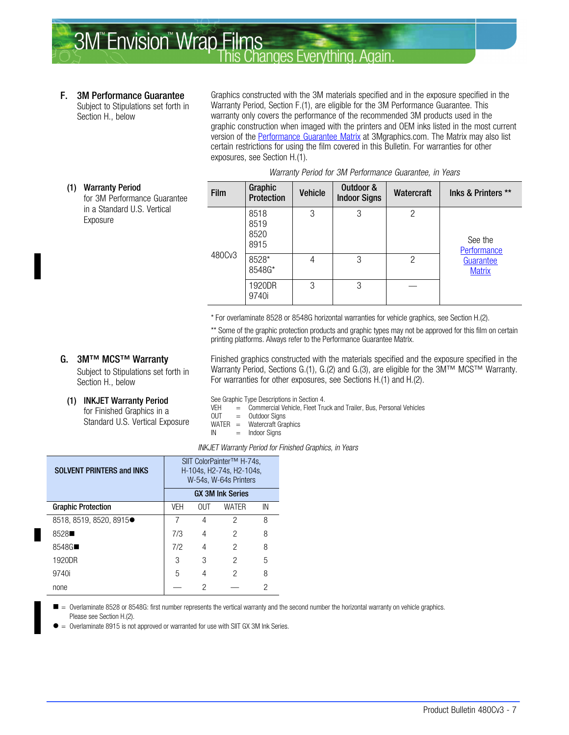## F. 3M Performance Guarantee

Subject to Stipulations set forth in Section H., below

Graphics constructed with the 3M materials specified and in the exposure specified in the Warranty Period, Section F.(1), are eligible for the 3M Performance Guarantee. This warranty only covers the performance of the recommended 3M products used in the graphic construction when imaged with the printers and OEM inks listed in the most current version of the Performance Guarantee Matrix at 3Mgraphics.com. The Matrix may also list certain restrictions for using the film covered in this Bulletin. For warranties for other exposures, see Section H.(1).

### (1) Warranty Period

for 3M Performance Guarantee in a Standard U.S. Vertical Exposure

*Warranty Period for 3M Performance Guarantee, in Years*

| Film | Graphic Protection | Vehicle | Outdoor & Indoor Signs | Watercraft | Inks & Printers ** |
|---|---|---|---|---|---|
| 480Cv3 | 8518<br>8519<br>8520<br>8915 | 3 | 3 | 2 | See the Performance Guarantee Matrix |
| | 8528*<br>8548G* | 4 | 3 | 2 | |
| | 1920DR<br>9740i | 3 | 3 | — | |

\* For overlaminate 8528 or 8548G horizontal warranties for vehicle graphics, see Section H.(2).

** Some of the graphic protection products and graphic types may not be approved for this film on certain printing platforms. Always refer to the Performance Guarantee Matrix.

## G. 3M™ MCS™ Warranty

Subject to Stipulations set forth in Section H., below

Finished graphics constructed with the materials specified and the exposure specified in the Warranty Period, Sections G.(1), G.(2) and G.(3), are eligible for the 3M™ MCS™ Warranty. For warranties for other exposures, see Sections H.(1) and H.(2).

### (1) INKJET Warranty Period

for Finished Graphics in a Standard U.S. Vertical Exposure

See Graphic Type Descriptions in Section 4.

- VEH = Commercial Vehicle, Fleet Truck and Trailer, Bus, Personal Vehicles
- OUT = Outdoor Signs
- WATER = Watercraft Graphics
- IN = Indoor Signs

*INKJET Warranty Period for Finished Graphics, in Years*

| SOLVENT PRINTERS and INKS | SIIT ColorPainter™ H-74s, H-104s, H2-74s, H2-104s, W-54s, W-64s Printers | | | |
|---|---|---|---|---|
| | GX 3M Ink Series | | | |
| Graphic Protection | VEH | OUT | WATER | IN |
| 8518, 8519, 8520, 8915● | 7 | 4 | 2 | 8 |
| 8528■ | 7/3 | 4 | 2 | 8 |
| 8548G■ | 7/2 | 4 | 2 | 8 |
| 1920DR | 3 | 3 | 2 | 5 |
| 9740i | 5 | 4 | 2 | 8 |
| none | — | 2 | — | 2 |

■ = Overlaminate 8528 or 8548G: first number represents the vertical warranty and the second number the horizontal warranty on vehicle graphics. Please see Section H.(2).

● = Overlaminate 8915 is not approved or warranted for use with SIIT GX 3M Ink Series.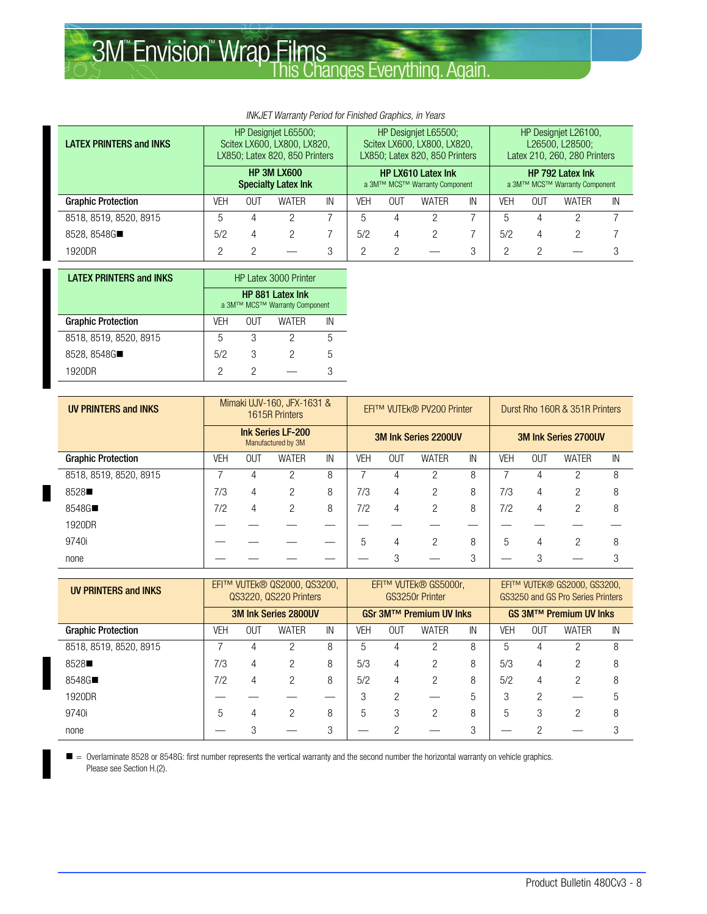*INKJET Warranty Period for Finished Graphics, in Years*

| LATEX PRINTERS and INKS | HP Designjet L65500; Scitex LX600, LX800, LX820, LX850; Latex 820, 850 Printers | | | | HP Designjet L65500; Scitex LX600, LX800, LX820, LX850; Latex 820, 850 Printers | | | | HP Designjet L26100, L26500, L28500; Latex 210, 260, 280 Printers | | | |
|---|---|---|---|---|---|---|---|---|---|---|---|---|
| | **HP 3M LX600 Specialty Latex Ink** | | | | **HP LX610 Latex Ink** a 3M™ MCS™ Warranty Component | | | | **HP 792 Latex Ink** a 3M™ MCS™ Warranty Component | | | |
| **Graphic Protection** | VEH | OUT | WATER | IN | VEH | OUT | WATER | IN | VEH | OUT | WATER | IN |
| 8518, 8519, 8520, 8915 | 5 | 4 | 2 | 7 | 5 | 4 | 2 | 7 | 5 | 4 | 2 | 7 |
| 8528, 8548G■ | 5/2 | 4 | 2 | 7 | 5/2 | 4 | 2 | 7 | 5/2 | 4 | 2 | 7 |
| 1920DR | 2 | 2 | — | 3 | 2 | 2 | — | 3 | 2 | 2 | — | 3 |

| LATEX PRINTERS and INKS | HP Latex 3000 Printer | | | |
|---|---|---|---|---|
| | **HP 881 Latex Ink** a 3M™ MCS™ Warranty Component | | | |
| **Graphic Protection** | VEH | OUT | WATER | IN |
| 8518, 8519, 8520, 8915 | 5 | 3 | 2 | 5 |
| 8528, 8548G■ | 5/2 | 3 | 2 | 5 |
| 1920DR | 2 | 2 | — | 3 |

| UV PRINTERS and INKS | Mimaki UJV-160, JFX-1631 & 1615R Printers | | | | EFI™ VUTEk® PV200 Printer | | | | Durst Rho 160R & 351R Printers | | | |
|---|---|---|---|---|---|---|---|---|---|---|---|---|
| | **Ink Series LF-200** Manufactured by 3M | | | | **3M Ink Series 2200UV** | | | | **3M Ink Series 2700UV** | | | |
| **Graphic Protection** | VEH | OUT | WATER | IN | VEH | OUT | WATER | IN | VEH | OUT | WATER | IN |
| 8518, 8519, 8520, 8915 | 7 | 4 | 2 | 8 | 7 | 4 | 2 | 8 | 7 | 4 | 2 | 8 |
| 8528■ | 7/3 | 4 | 2 | 8 | 7/3 | 4 | 2 | 8 | 7/3 | 4 | 2 | 8 |
| 8548G■ | 7/2 | 4 | 2 | 8 | 7/2 | 4 | 2 | 8 | 7/2 | 4 | 2 | 8 |
| 1920DR | — | — | — | — | — | — | — | — | — | — | — | — |
| 9740i | — | — | — | — | 5 | 4 | 2 | 8 | 5 | 4 | 2 | 8 |
| none | — | — | — | — | — | 3 | — | 3 | — | 3 | — | 3 |

| UV PRINTERS and INKS | EFI™ VUTEk® QS2000, QS3200, QS3220, QS220 Printers | | | | EFI™ VUTEk® GS5000r, GS3250r Printer | | | | EFI™ VUTEK® GS2000, GS3200, GS3250 and GS Pro Series Printers | | | |
|---|---|---|---|---|---|---|---|---|---|---|---|---|
| | **3M Ink Series 2800UV** | | | | **GSr 3M™ Premium UV Inks** | | | | **GS 3M™ Premium UV Inks** | | | |
| **Graphic Protection** | VEH | OUT | WATER | IN | VEH | OUT | WATER | IN | VEH | OUT | WATER | IN |
| 8518, 8519, 8520, 8915 | 7 | 4 | 2 | 8 | 5 | 4 | 2 | 8 | 5 | 4 | 2 | 8 |
| 8528■ | 7/3 | 4 | 2 | 8 | 5/3 | 4 | 2 | 8 | 5/3 | 4 | 2 | 8 |
| 8548G■ | 7/2 | 4 | 2 | 8 | 5/2 | 4 | 2 | 8 | 5/2 | 4 | 2 | 8 |
| 1920DR | — | — | — | — | 3 | 2 | — | 5 | 3 | 2 | — | 5 |
| 9740i | 5 | 4 | 2 | 8 | 5 | 3 | 2 | 8 | 5 | 3 | 2 | 8 |
| none | — | 3 | — | 3 | — | 2 | — | 3 | — | 2 | — | 3 |

■ = Overlaminate 8528 or 8548G: first number represents the vertical warranty and the second number the horizontal warranty on vehicle graphics. Please see Section H.(2).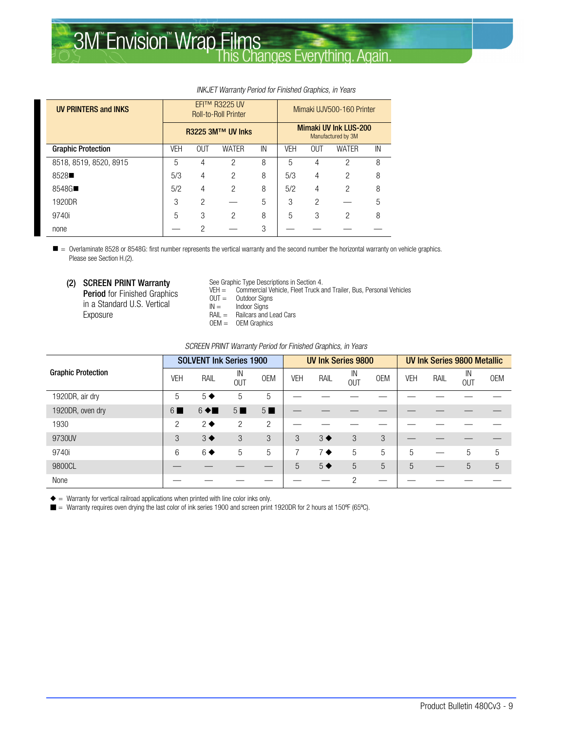*INKJET Warranty Period for Finished Graphics, in Years*

| UV PRINTERS and INKS | EFI™ R3225 UV Roll-to-Roll Printer | | | | Mimaki UJV500-160 Printer | | | |
|---|---|---|---|---|---|---|---|---|
| | R3225 3M™ UV Inks | | | | Mimaki UV Ink LUS-200 Manufactured by 3M | | | |
| **Graphic Protection** | VEH | OUT | WATER | IN | VEH | OUT | WATER | IN |
| 8518, 8519, 8520, 8915 | 5 | 4 | 2 | 8 | 5 | 4 | 2 | 8 |
| 8528■ | 5/3 | 4 | 2 | 8 | 5/3 | 4 | 2 | 8 |
| 8548G■ | 5/2 | 4 | 2 | 8 | 5/2 | 4 | 2 | 8 |
| 1920DR | 3 | 2 | — | 5 | 3 | 2 | — | 5 |
| 9740i | 5 | 3 | 2 | 8 | 5 | 3 | 2 | 8 |
| none | — | 2 | — | 3 | — | — | — | — |

■ = Overlaminate 8528 or 8548G: first number represents the vertical warranty and the second number the horizontal warranty on vehicle graphics. Please see Section H.(2).

### (2) SCREEN PRINT Warranty Period for Finished Graphics in a Standard U.S. Vertical Exposure

See Graphic Type Descriptions in Section 4.
VEH = Commercial Vehicle, Fleet Truck and Trailer, Bus, Personal Vehicles
OUT = Outdoor Signs
IN = Indoor Signs
RAIL = Railcars and Lead Cars
OEM = OEM Graphics

*SCREEN PRINT Warranty Period for Finished Graphics, in Years*

| Graphic Protection | SOLVENT Ink Series 1900 | | | | UV Ink Series 9800 | | | | UV Ink Series 9800 Metallic | | | |
|---|---|---|---|---|---|---|---|---|---|---|---|---|
| | VEH | RAIL | IN OUT | OEM | VEH | RAIL | IN OUT | OEM | VEH | RAIL | IN OUT | OEM |
| 1920DR, air dry | 5 | 5 ◆ | 5 | 5 | — | — | — | — | — | — | — | — |
| 1920DR, oven dry | 6 ■ | 6 ◆■ | 5 ■ | 5 ■ | — | — | — | — | — | — | — | — |
| 1930 | 2 | 2 ◆ | 2 | 2 | — | — | — | — | — | — | — | — |
| 9730UV | 3 | 3 ◆ | 3 | 3 | 3 | 3 ◆ | 3 | 3 | — | — | — | — |
| 9740i | 6 | 6 ◆ | 5 | 5 | 7 | 7 ◆ | 5 | 5 | 5 | — | 5 | 5 |
| 9800CL | — | — | — | — | 5 | 5 ◆ | 5 | 5 | 5 | — | 5 | 5 |
| None | — | — | — | — | — | — | 2 | — | — | — | — | — |

◆ = Warranty for vertical railroad applications when printed with line color inks only.
■ = Warranty requires oven drying the last color of ink series 1900 and screen print 1920DR for 2 hours at 150ºF (65ºC).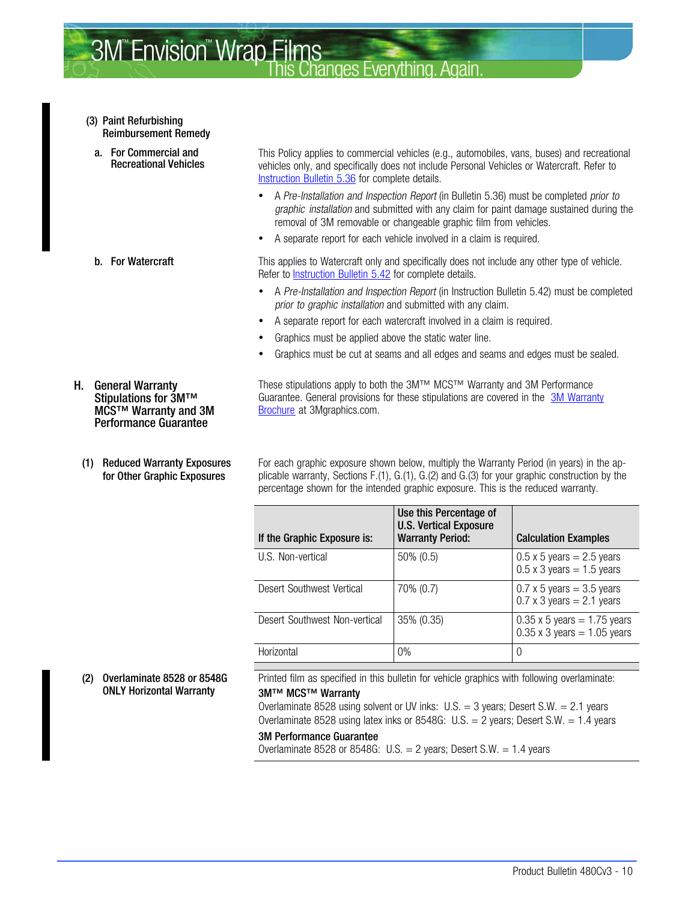#### (3) Paint Refurbishing Reimbursement Remedy

**a. For Commercial and Recreational Vehicles**

This Policy applies to commercial vehicles (e.g., automobiles, vans, buses) and recreational vehicles only, and specifically does not include Personal Vehicles or Watercraft. Refer to Instruction Bulletin 5.36 for complete details.

- A *Pre-Installation and Inspection Report* (in Bulletin 5.36) must be completed *prior to graphic installation* and submitted with any claim for paint damage sustained during the removal of 3M removable or changeable graphic film from vehicles.
- A separate report for each vehicle involved in a claim is required.

**b. For Watercraft**

This applies to Watercraft only and specifically does not include any other type of vehicle. Refer to Instruction Bulletin 5.42 for complete details.

- A *Pre-Installation and Inspection Report* (in Instruction Bulletin 5.42) must be completed *prior to graphic installation* and submitted with any claim.
- A separate report for each watercraft involved in a claim is required.
- Graphics must be applied above the static water line.
- Graphics must be cut at seams and all edges and seams and edges must be sealed.

### H. General Warranty Stipulations for 3M™ MCS™ Warranty and 3M Performance Guarantee

These stipulations apply to both the 3M™ MCS™ Warranty and 3M Performance Guarantee. General provisions for these stipulations are covered in the 3M Warranty Brochure at 3Mgraphics.com.

#### (1) Reduced Warranty Exposures for Other Graphic Exposures

For each graphic exposure shown below, multiply the Warranty Period (in years) in the applicable warranty, Sections F.(1), G.(1), G.(2) and G.(3) for your graphic construction by the percentage shown for the intended graphic exposure. This is the reduced warranty.

| If the Graphic Exposure is: | Use this Percentage of U.S. Vertical Exposure Warranty Period: | Calculation Examples |
|---|---|---|
| U.S. Non-vertical | 50% (0.5) | 0.5 x 5 years = 2.5 years<br>0.5 x 3 years = 1.5 years |
| Desert Southwest Vertical | 70% (0.7) | 0.7 x 5 years = 3.5 years<br>0.7 x 3 years = 2.1 years |
| Desert Southwest Non-vertical | 35% (0.35) | 0.35 x 5 years = 1.75 years<br>0.35 x 3 years = 1.05 years |
| Horizontal | 0% | 0 |

#### (2) Overlaminate 8528 or 8548G ONLY Horizontal Warranty

Printed film as specified in this bulletin for vehicle graphics with following overlaminate:

**3M™ MCS™ Warranty**

Overlaminate 8528 using solvent or UV inks: U.S. = 3 years; Desert S.W. = 2.1 years
Overlaminate 8528 using latex inks or 8548G: U.S. = 2 years; Desert S.W. = 1.4 years

**3M Performance Guarantee**

Overlaminate 8528 or 8548G: U.S. = 2 years; Desert S.W. = 1.4 years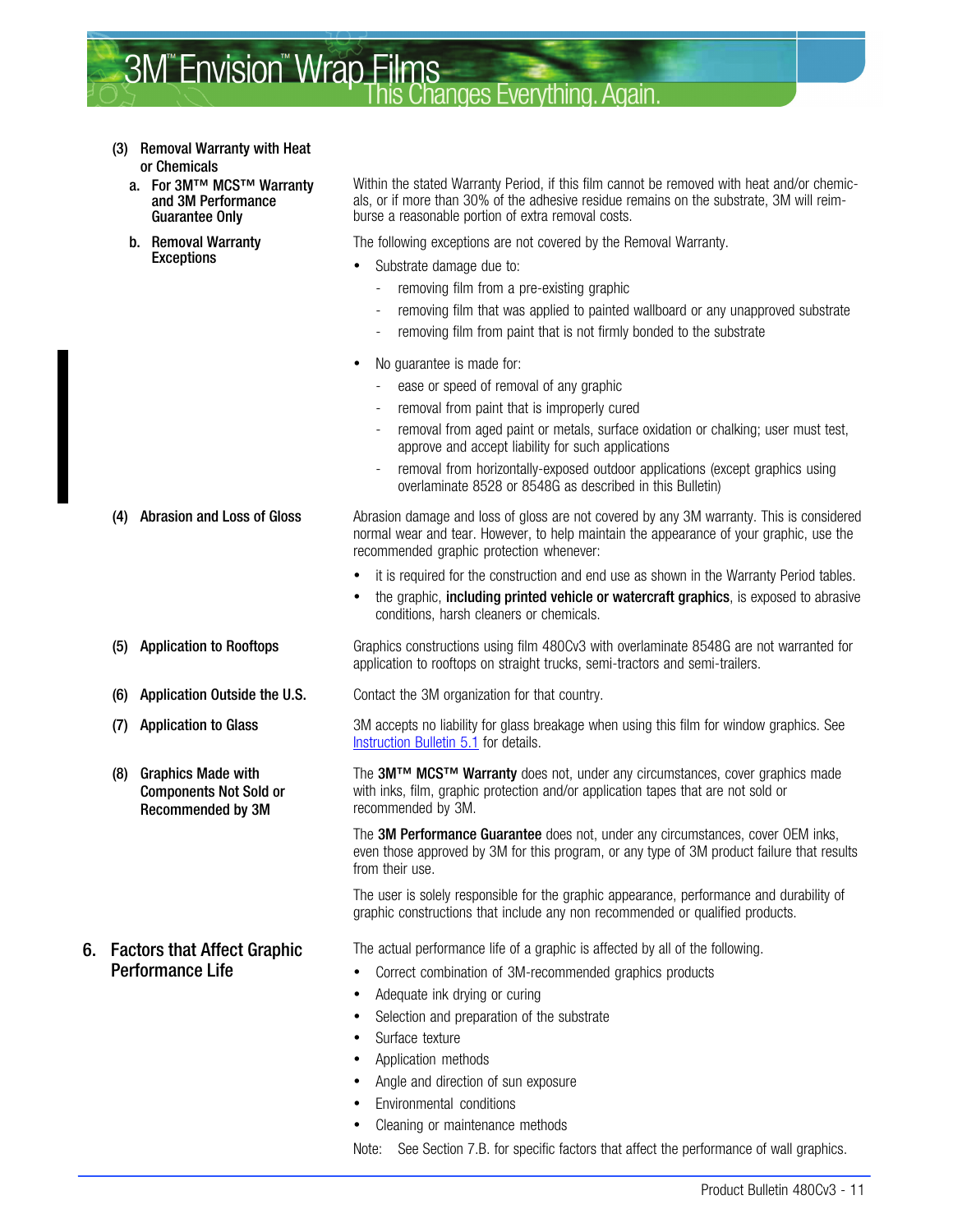**(3) Removal Warranty with Heat or Chemicals**

**a. For 3M™ MCS™ Warranty and 3M Performance Guarantee Only**

Within the stated Warranty Period, if this film cannot be removed with heat and/or chemicals, or if more than 30% of the adhesive residue remains on the substrate, 3M will reimburse a reasonable portion of extra removal costs.

**b. Removal Warranty Exceptions**

The following exceptions are not covered by the Removal Warranty.

- Substrate damage due to:
  - removing film from a pre-existing graphic
  - removing film that was applied to painted wallboard or any unapproved substrate
  - removing film from paint that is not firmly bonded to the substrate
- No guarantee is made for:
  - ease or speed of removal of any graphic
  - removal from paint that is improperly cured
  - removal from aged paint or metals, surface oxidation or chalking; user must test, approve and accept liability for such applications
  - removal from horizontally-exposed outdoor applications (except graphics using overlaminate 8528 or 8548G as described in this Bulletin)

**(4) Abrasion and Loss of Gloss**

Abrasion damage and loss of gloss are not covered by any 3M warranty. This is considered normal wear and tear. However, to help maintain the appearance of your graphic, use the recommended graphic protection whenever:

- it is required for the construction and end use as shown in the Warranty Period tables.
- the graphic, **including printed vehicle or watercraft graphics**, is exposed to abrasive conditions, harsh cleaners or chemicals.

**(5) Application to Rooftops**

Graphics constructions using film 480Cv3 with overlaminate 8548G are not warranted for application to rooftops on straight trucks, semi-tractors and semi-trailers.

**(6) Application Outside the U.S.**

Contact the 3M organization for that country.

**(7) Application to Glass**

3M accepts no liability for glass breakage when using this film for window graphics. See Instruction Bulletin 5.1 for details.

**(8) Graphics Made with Components Not Sold or Recommended by 3M**

The **3M™ MCS™ Warranty** does not, under any circumstances, cover graphics made with inks, film, graphic protection and/or application tapes that are not sold or recommended by 3M.

The **3M Performance Guarantee** does not, under any circumstances, cover OEM inks, even those approved by 3M for this program, or any type of 3M product failure that results from their use.

The user is solely responsible for the graphic appearance, performance and durability of graphic constructions that include any non recommended or qualified products.

## 6. Factors that Affect Graphic Performance Life

The actual performance life of a graphic is affected by all of the following.

- Correct combination of 3M-recommended graphics products
- Adequate ink drying or curing
- Selection and preparation of the substrate
- Surface texture
- Application methods
- Angle and direction of sun exposure
- Environmental conditions
- Cleaning or maintenance methods

Note: See Section 7.B. for specific factors that affect the performance of wall graphics.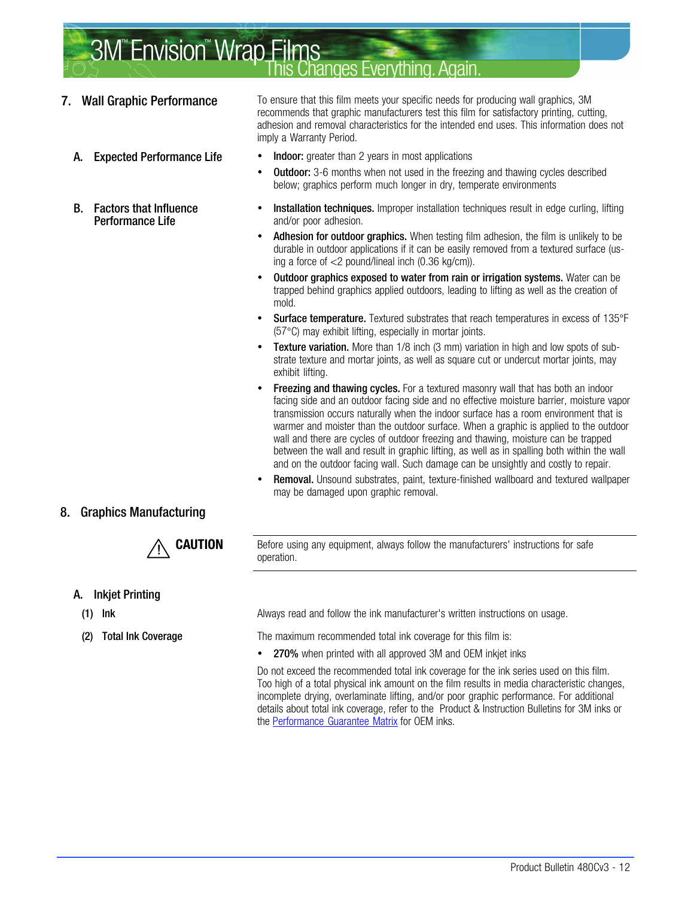## 7. Wall Graphic Performance

To ensure that this film meets your specific needs for producing wall graphics, 3M recommends that graphic manufacturers test this film for satisfactory printing, cutting, adhesion and removal characteristics for the intended end uses. This information does not imply a Warranty Period.

### A. Expected Performance Life

- **Indoor:** greater than 2 years in most applications
- **Outdoor:** 3-6 months when not used in the freezing and thawing cycles described below; graphics perform much longer in dry, temperate environments

### B. Factors that Influence Performance Life

- **Installation techniques.** Improper installation techniques result in edge curling, lifting and/or poor adhesion.
- **Adhesion for outdoor graphics.** When testing film adhesion, the film is unlikely to be durable in outdoor applications if it can be easily removed from a textured surface (using a force of <2 pound/lineal inch (0.36 kg/cm)).
- **Outdoor graphics exposed to water from rain or irrigation systems.** Water can be trapped behind graphics applied outdoors, leading to lifting as well as the creation of mold.
- **Surface temperature.** Textured substrates that reach temperatures in excess of 135°F (57°C) may exhibit lifting, especially in mortar joints.
- **Texture variation.** More than 1/8 inch (3 mm) variation in high and low spots of substrate texture and mortar joints, as well as square cut or undercut mortar joints, may exhibit lifting.
- **Freezing and thawing cycles.** For a textured masonry wall that has both an indoor facing side and an outdoor facing side and no effective moisture barrier, moisture vapor transmission occurs naturally when the indoor surface has a room environment that is warmer and moister than the outdoor surface. When a graphic is applied to the outdoor wall and there are cycles of outdoor freezing and thawing, moisture can be trapped between the wall and result in graphic lifting, as well as in spalling both within the wall and on the outdoor facing wall. Such damage can be unsightly and costly to repair.
- **Removal.** Unsound substrates, paint, texture-finished wallboard and textured wallpaper may be damaged upon graphic removal.

## 8. Graphics Manufacturing

**⚠ CAUTION**

Before using any equipment, always follow the manufacturers' instructions for safe operation.

### A. Inkjet Printing

**(1) Ink**

Always read and follow the ink manufacturer's written instructions on usage.

**(2) Total Ink Coverage**

The maximum recommended total ink coverage for this film is:

- **270%** when printed with all approved 3M and OEM inkjet inks

Do not exceed the recommended total ink coverage for the ink series used on this film. Too high of a total physical ink amount on the film results in media characteristic changes, incomplete drying, overlaminate lifting, and/or poor graphic performance. For additional details about total ink coverage, refer to the Product & Instruction Bulletins for 3M inks or the Performance Guarantee Matrix for OEM inks.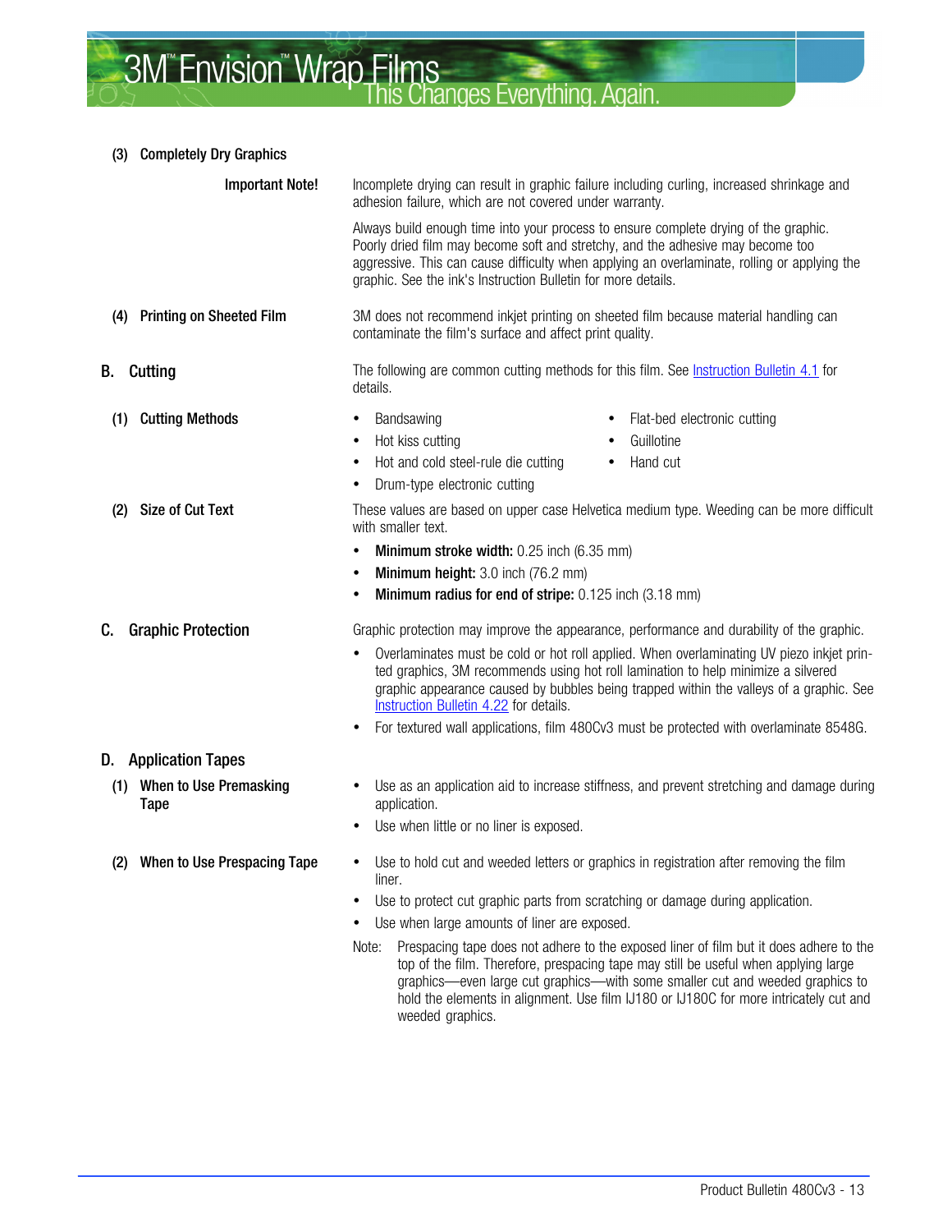#### (3) Completely Dry Graphics

**Important Note!**

Incomplete drying can result in graphic failure including curling, increased shrinkage and adhesion failure, which are not covered under warranty.

Always build enough time into your process to ensure complete drying of the graphic. Poorly dried film may become soft and stretchy, and the adhesive may become too aggressive. This can cause difficulty when applying an overlaminate, rolling or applying the graphic. See the ink's Instruction Bulletin for more details.

#### (4) Printing on Sheeted Film

3M does not recommend inkjet printing on sheeted film because material handling can contaminate the film's surface and affect print quality.

### B. Cutting

The following are common cutting methods for this film. See Instruction Bulletin 4.1 for details.

#### (1) Cutting Methods

- Bandsawing
- Hot kiss cutting
- Hot and cold steel-rule die cutting
- Drum-type electronic cutting
- Flat-bed electronic cutting
- Guillotine
- Hand cut

#### (2) Size of Cut Text

These values are based on upper case Helvetica medium type. Weeding can be more difficult with smaller text.

- **Minimum stroke width:** 0.25 inch (6.35 mm)
- **Minimum height:** 3.0 inch (76.2 mm)
- **Minimum radius for end of stripe:** 0.125 inch (3.18 mm)

### C. Graphic Protection

Graphic protection may improve the appearance, performance and durability of the graphic.

- Overlaminates must be cold or hot roll applied. When overlaminating UV piezo inkjet printed graphics, 3M recommends using hot roll lamination to help minimize a silvered graphic appearance caused by bubbles being trapped within the valleys of a graphic. See Instruction Bulletin 4.22 for details.
- For textured wall applications, film 480Cv3 must be protected with overlaminate 8548G.

### D. Application Tapes

#### (1) When to Use Premasking Tape

- Use as an application aid to increase stiffness, and prevent stretching and damage during application.
- Use when little or no liner is exposed.

#### (2) When to Use Prespacing Tape

- Use to hold cut and weeded letters or graphics in registration after removing the film liner.
- Use to protect cut graphic parts from scratching or damage during application.
- Use when large amounts of liner are exposed.

Note: Prespacing tape does not adhere to the exposed liner of film but it does adhere to the top of the film. Therefore, prespacing tape may still be useful when applying large graphics—even large cut graphics—with some smaller cut and weeded graphics to hold the elements in alignment. Use film IJ180 or IJ180C for more intricately cut and weeded graphics.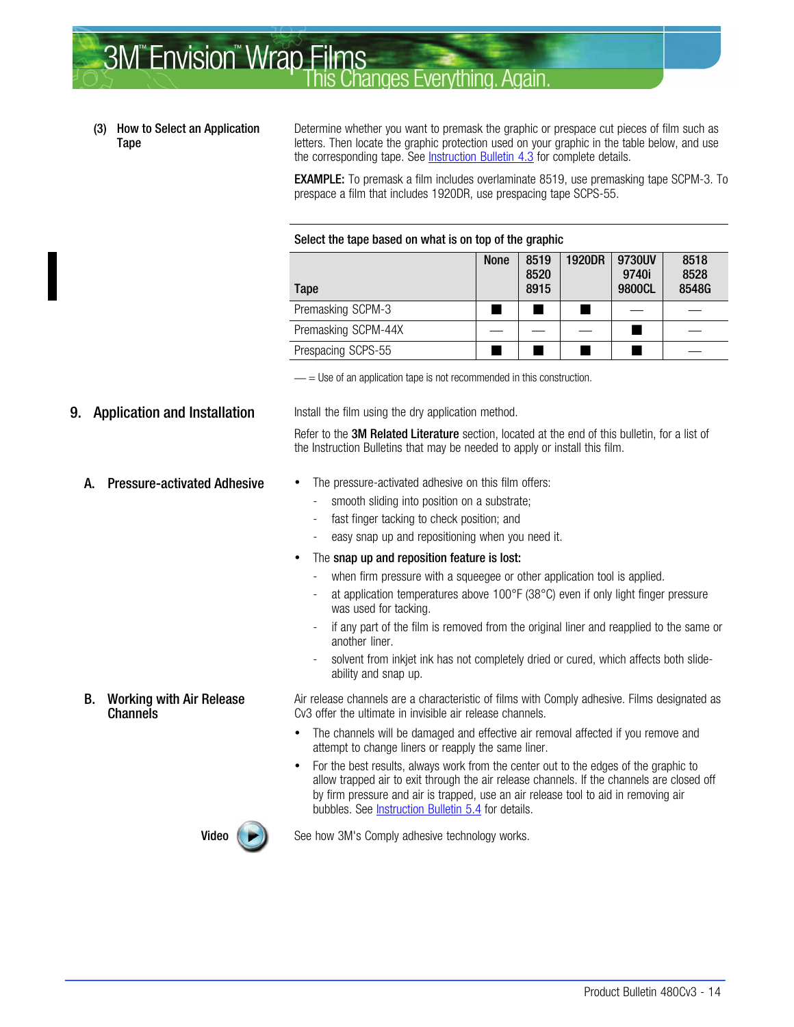### (3) How to Select an Application Tape

Determine whether you want to premask the graphic or prespace cut pieces of film such as letters. Then locate the graphic protection used on your graphic in the table below, and use the corresponding tape. See Instruction Bulletin 4.3 for complete details.

**EXAMPLE:** To premask a film includes overlaminate 8519, use premasking tape SCPM-3. To prespace a film that includes 1920DR, use prespacing tape SCPS-55.

**Select the tape based on what is on top of the graphic**

| Tape | None | 8519 8520 8915 | 1920DR | 9730UV 9740i 9800CL | 8518 8528 8548G |
|---|---|---|---|---|---|
| Premasking SCPM-3 | ■ | ■ | ■ | — | — |
| Premasking SCPM-44X | — | — | — | ■ | — |
| Prespacing SCPS-55 | ■ | ■ | ■ | ■ | — |

— = Use of an application tape is not recommended in this construction.

## 9. Application and Installation

Install the film using the dry application method.

Refer to the **3M Related Literature** section, located at the end of this bulletin, for a list of the Instruction Bulletins that may be needed to apply or install this film.

### A. Pressure-activated Adhesive

- The pressure-activated adhesive on this film offers:
  - smooth sliding into position on a substrate;
  - fast finger tacking to check position; and
  - easy snap up and repositioning when you need it.
- The **snap up and reposition feature is lost:**
  - when firm pressure with a squeegee or other application tool is applied.
  - at application temperatures above 100°F (38°C) even if only light finger pressure was used for tacking.
  - if any part of the film is removed from the original liner and reapplied to the same or another liner.
  - solvent from inkjet ink has not completely dried or cured, which affects both slide-ability and snap up.

### B. Working with Air Release Channels

Air release channels are a characteristic of films with Comply adhesive. Films designated as Cv3 offer the ultimate in invisible air release channels.

- The channels will be damaged and effective air removal affected if you remove and attempt to change liners or reapply the same liner.
- For the best results, always work from the center out to the edges of the graphic to allow trapped air to exit through the air release channels. If the channels are closed off by firm pressure and air is trapped, use an air release tool to aid in removing air bubbles. See Instruction Bulletin 5.4 for details.

**Video**

See how 3M's Comply adhesive technology works.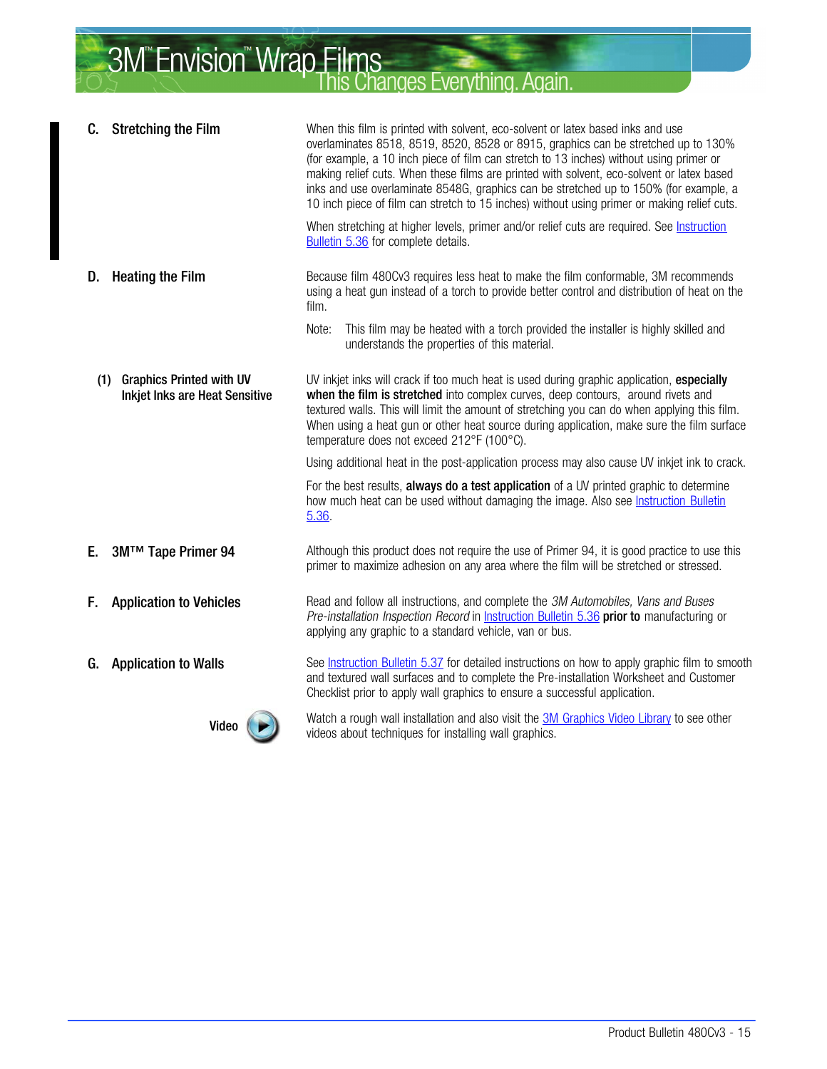## C. Stretching the Film

When this film is printed with solvent, eco-solvent or latex based inks and use overlaminates 8518, 8519, 8520, 8528 or 8915, graphics can be stretched up to 130% (for example, a 10 inch piece of film can stretch to 13 inches) without using primer or making relief cuts. When these films are printed with solvent, eco-solvent or latex based inks and use overlaminate 8548G, graphics can be stretched up to 150% (for example, a 10 inch piece of film can stretch to 15 inches) without using primer or making relief cuts.

When stretching at higher levels, primer and/or relief cuts are required. See Instruction Bulletin 5.36 for complete details.

## D. Heating the Film

Because film 480Cv3 requires less heat to make the film conformable, 3M recommends using a heat gun instead of a torch to provide better control and distribution of heat on the film.

Note: This film may be heated with a torch provided the installer is highly skilled and understands the properties of this material.

### (1) Graphics Printed with UV Inkjet Inks are Heat Sensitive

UV inkjet inks will crack if too much heat is used during graphic application, **especially when the film is stretched** into complex curves, deep contours, around rivets and textured walls. This will limit the amount of stretching you can do when applying this film. When using a heat gun or other heat source during application, make sure the film surface temperature does not exceed 212°F (100°C).

Using additional heat in the post-application process may also cause UV inkjet ink to crack.

For the best results, **always do a test application** of a UV printed graphic to determine how much heat can be used without damaging the image. Also see Instruction Bulletin 5.36.

## E. 3M™ Tape Primer 94

Although this product does not require the use of Primer 94, it is good practice to use this primer to maximize adhesion on any area where the film will be stretched or stressed.

## F. Application to Vehicles

Read and follow all instructions, and complete the *3M Automobiles, Vans and Buses Pre-installation Inspection Record* in Instruction Bulletin 5.36 **prior to** manufacturing or applying any graphic to a standard vehicle, van or bus.

## G. Application to Walls

See Instruction Bulletin 5.37 for detailed instructions on how to apply graphic film to smooth and textured wall surfaces and to complete the Pre-installation Worksheet and Customer Checklist prior to apply wall graphics to ensure a successful application.

**Video**

Watch a rough wall installation and also visit the 3M Graphics Video Library to see other videos about techniques for installing wall graphics.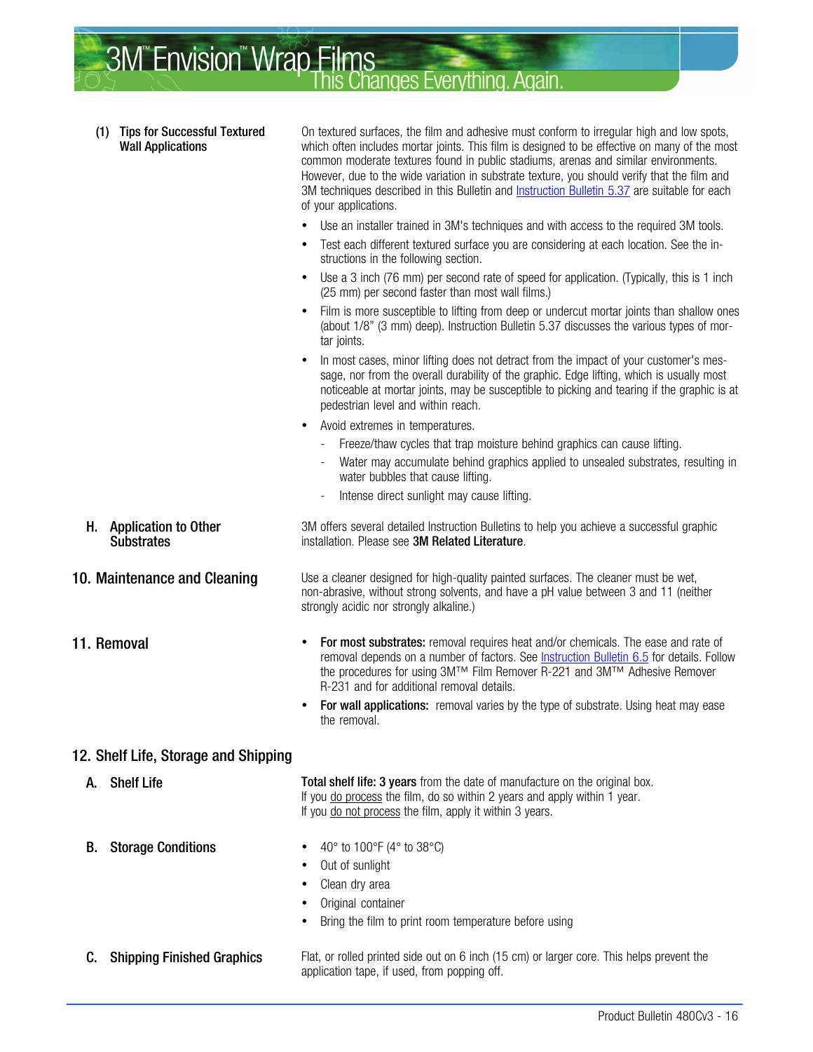#### (1) Tips for Successful Textured Wall Applications

On textured surfaces, the film and adhesive must conform to irregular high and low spots, which often includes mortar joints. This film is designed to be effective on many of the most common moderate textures found in public stadiums, arenas and similar environments. However, due to the wide variation in substrate texture, you should verify that the film and 3M techniques described in this Bulletin and Instruction Bulletin 5.37 are suitable for each of your applications.

- Use an installer trained in 3M's techniques and with access to the required 3M tools.
- Test each different textured surface you are considering at each location. See the instructions in the following section.
- Use a 3 inch (76 mm) per second rate of speed for application. (Typically, this is 1 inch (25 mm) per second faster than most wall films.)
- Film is more susceptible to lifting from deep or undercut mortar joints than shallow ones (about 1/8" (3 mm) deep). Instruction Bulletin 5.37 discusses the various types of mortar joints.
- In most cases, minor lifting does not detract from the impact of your customer's message, nor from the overall durability of the graphic. Edge lifting, which is usually most noticeable at mortar joints, may be susceptible to picking and tearing if the graphic is at pedestrian level and within reach.
- Avoid extremes in temperatures.
  - Freeze/thaw cycles that trap moisture behind graphics can cause lifting.
  - Water may accumulate behind graphics applied to unsealed substrates, resulting in water bubbles that cause lifting.
  - Intense direct sunlight may cause lifting.

### H. Application to Other Substrates

3M offers several detailed Instruction Bulletins to help you achieve a successful graphic installation. Please see **3M Related Literature**.

## 10. Maintenance and Cleaning

Use a cleaner designed for high-quality painted surfaces. The cleaner must be wet, non-abrasive, without strong solvents, and have a pH value between 3 and 11 (neither strongly acidic nor strongly alkaline.)

## 11. Removal

- **For most substrates:** removal requires heat and/or chemicals. The ease and rate of removal depends on a number of factors. See Instruction Bulletin 6.5 for details. Follow the procedures for using 3M™ Film Remover R-221 and 3M™ Adhesive Remover R-231 and for additional removal details.
- **For wall applications:** removal varies by the type of substrate. Using heat may ease the removal.

## 12. Shelf Life, Storage and Shipping

### A. Shelf Life

**Total shelf life: 3 years** from the date of manufacture on the original box.
If you <u>do process</u> the film, do so within 2 years and apply within 1 year.
If you <u>do not process</u> the film, apply it within 3 years.

### B. Storage Conditions

- 40° to 100°F (4° to 38°C)
- Out of sunlight
- Clean dry area
- Original container
- Bring the film to print room temperature before using

### C. Shipping Finished Graphics

Flat, or rolled printed side out on 6 inch (15 cm) or larger core. This helps prevent the application tape, if used, from popping off.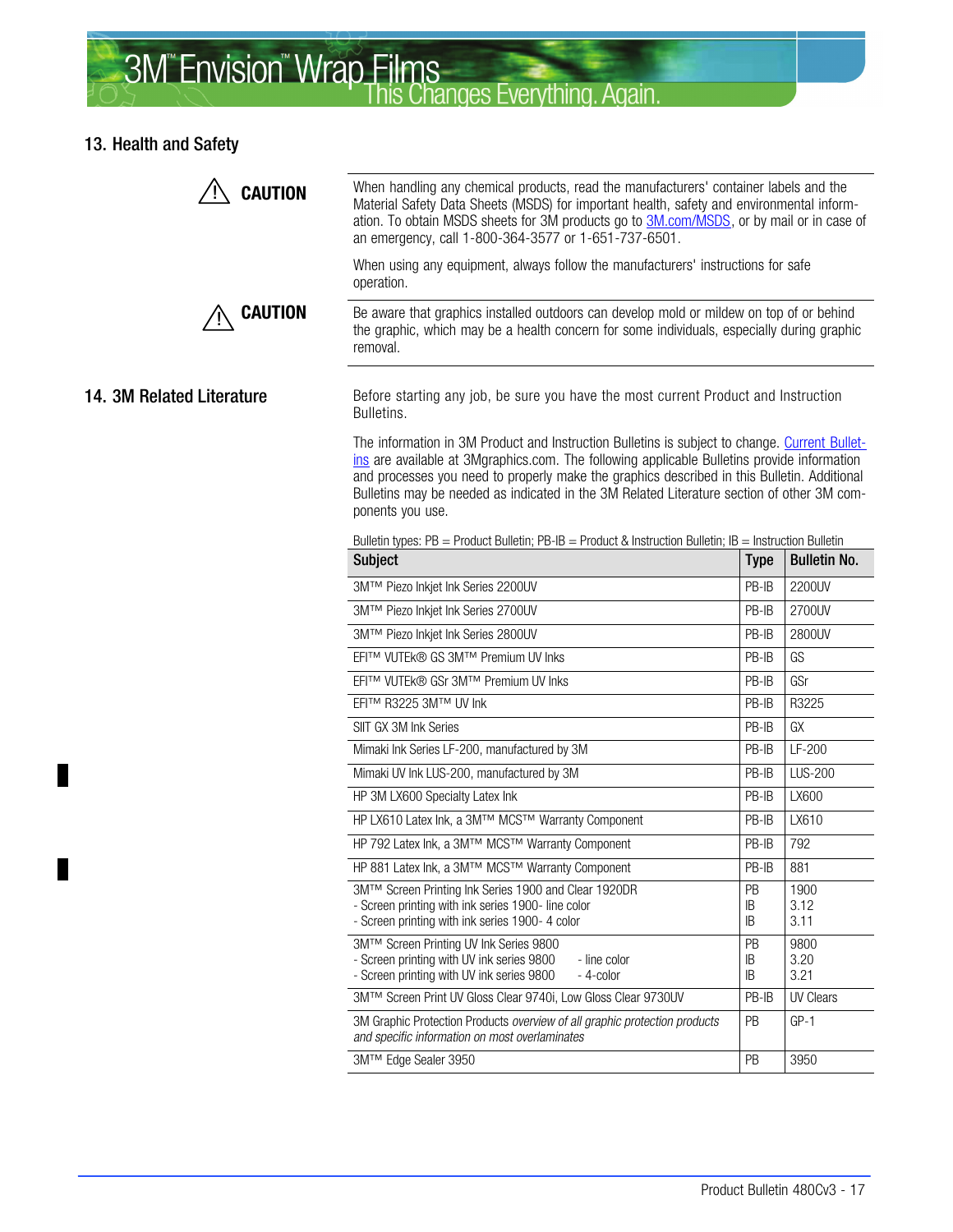## 13. Health and Safety

**CAUTION**

When handling any chemical products, read the manufacturers' container labels and the Material Safety Data Sheets (MSDS) for important health, safety and environmental information. To obtain MSDS sheets for 3M products go to 3M.com/MSDS, or by mail or in case of an emergency, call 1-800-364-3577 or 1-651-737-6501.

When using any equipment, always follow the manufacturers' instructions for safe operation.

**CAUTION**

Be aware that graphics installed outdoors can develop mold or mildew on top of or behind the graphic, which may be a health concern for some individuals, especially during graphic removal.

## 14. 3M Related Literature

Before starting any job, be sure you have the most current Product and Instruction Bulletins.

The information in 3M Product and Instruction Bulletins is subject to change. Current Bulletins are available at 3Mgraphics.com. The following applicable Bulletins provide information and processes you need to properly make the graphics described in this Bulletin. Additional Bulletins may be needed as indicated in the 3M Related Literature section of other 3M components you use.

Bulletin types: PB = Product Bulletin; PB-IB = Product & Instruction Bulletin; IB = Instruction Bulletin

| Subject | Type | Bulletin No. |
|---|---|---|
| 3M™ Piezo Inkjet Ink Series 2200UV | PB-IB | 2200UV |
| 3M™ Piezo Inkjet Ink Series 2700UV | PB-IB | 2700UV |
| 3M™ Piezo Inkjet Ink Series 2800UV | PB-IB | 2800UV |
| EFI™ VUTEk® GS 3M™ Premium UV Inks | PB-IB | GS |
| EFI™ VUTEk® GSr 3M™ Premium UV Inks | PB-IB | GSr |
| EFI™ R3225 3M™ UV Ink | PB-IB | R3225 |
| SIIT GX 3M Ink Series | PB-IB | GX |
| Mimaki Ink Series LF-200, manufactured by 3M | PB-IB | LF-200 |
| Mimaki UV Ink LUS-200, manufactured by 3M | PB-IB | LUS-200 |
| HP 3M LX600 Specialty Latex Ink | PB-IB | LX600 |
| HP LX610 Latex Ink, a 3M™ MCS™ Warranty Component | PB-IB | LX610 |
| HP 792 Latex Ink, a 3M™ MCS™ Warranty Component | PB-IB | 792 |
| HP 881 Latex Ink, a 3M™ MCS™ Warranty Component | PB-IB | 881 |
| 3M™ Screen Printing Ink Series 1900 and Clear 1920DR<br>- Screen printing with ink series 1900- line color<br>- Screen printing with ink series 1900- 4 color | PB<br>IB<br>IB | 1900<br>3.12<br>3.11 |
| 3M™ Screen Printing UV Ink Series 9800<br>- Screen printing with UV ink series 9800 - line color<br>- Screen printing with UV ink series 9800 - 4-color | PB<br>IB<br>IB | 9800<br>3.20<br>3.21 |
| 3M™ Screen Print UV Gloss Clear 9740i, Low Gloss Clear 9730UV | PB-IB | UV Clears |
| 3M Graphic Protection Products *overview of all graphic protection products and specific information on most overlaminates* | PB | GP-1 |
| 3M™ Edge Sealer 3950 | PB | 3950 |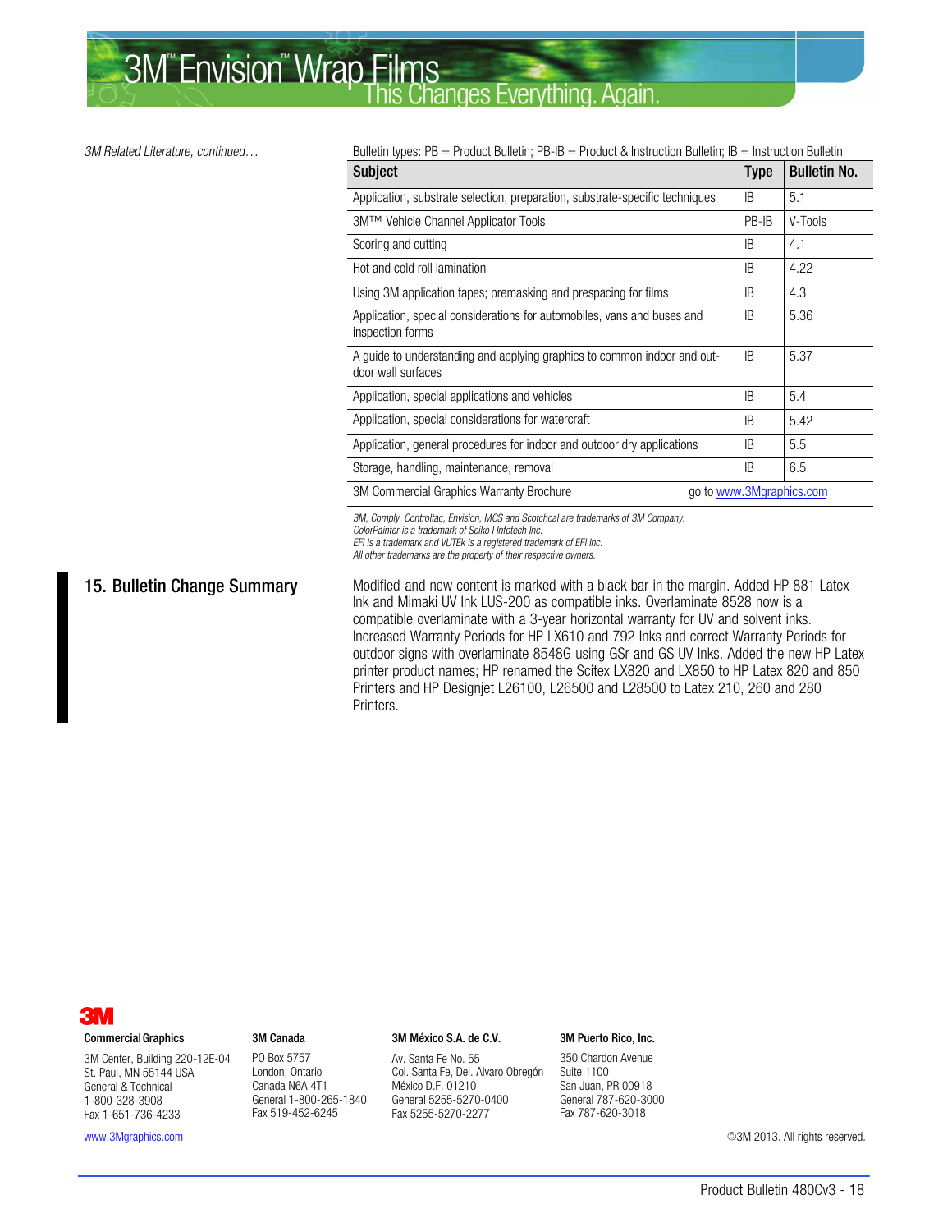*3M Related Literature, continued…*

Bulletin types: PB = Product Bulletin; PB-IB = Product & Instruction Bulletin; IB = Instruction Bulletin

| Subject | Type | Bulletin No. |
|---|---|---|
| Application, substrate selection, preparation, substrate-specific techniques | IB | 5.1 |
| 3M™ Vehicle Channel Applicator Tools | PB-IB | V-Tools |
| Scoring and cutting | IB | 4.1 |
| Hot and cold roll lamination | IB | 4.22 |
| Using 3M application tapes; premasking and prespacing for films | IB | 4.3 |
| Application, special considerations for automobiles, vans and buses and inspection forms | IB | 5.36 |
| A guide to understanding and applying graphics to common indoor and outdoor wall surfaces | IB | 5.37 |
| Application, special applications and vehicles | IB | 5.4 |
| Application, special considerations for watercraft | IB | 5.42 |
| Application, general procedures for indoor and outdoor dry applications | IB | 5.5 |
| Storage, handling, maintenance, removal | IB | 6.5 |
| 3M Commercial Graphics Warranty Brochure | go to www.3Mgraphics.com | |

*3M, Comply, Controltac, Envision, MCS and Scotchcal are trademarks of 3M Company.*
*ColorPainter is a trademark of Seiko I Infotech Inc.*
*EFI is a trademark and VUTEk is a registered trademark of EFI Inc.*
*All other trademarks are the property of their respective owners.*

## 15. Bulletin Change Summary

Modified and new content is marked with a black bar in the margin. Added HP 881 Latex Ink and Mimaki UV Ink LUS-200 as compatible inks. Overlaminate 8528 now is a compatible overlaminate with a 3-year horizontal warranty for UV and solvent inks. Increased Warranty Periods for HP LX610 and 792 Inks and correct Warranty Periods for outdoor signs with overlaminate 8548G using GSr and GS UV Inks. Added the new HP Latex printer product names; HP renamed the Scitex LX820 and LX850 to HP Latex 820 and 850 Printers and HP Designjet L26100, L26500 and L28500 to Latex 210, 260 and 280 Printers.

**3M**

**Commercial Graphics**
3M Center, Building 220-12E-04
St. Paul, MN 55144 USA
General & Technical
1-800-328-3908
Fax 1-651-736-4233

**3M Canada**
PO Box 5757
London, Ontario
Canada N6A 4T1
General 1-800-265-1840
Fax 519-452-6245

**3M México S.A. de C.V.**
Av. Santa Fe No. 55
Col. Santa Fe, Del. Alvaro Obregón
México D.F. 01210
General 5255-5270-0400
Fax 5255-5270-2277

**3M Puerto Rico, Inc.**
350 Chardon Avenue
Suite 1100
San Juan, PR 00918
General 787-620-3000
Fax 787-620-3018

www.3Mgraphics.com

©3M 2013. All rights reserved.

Product Bulletin 480Cv3